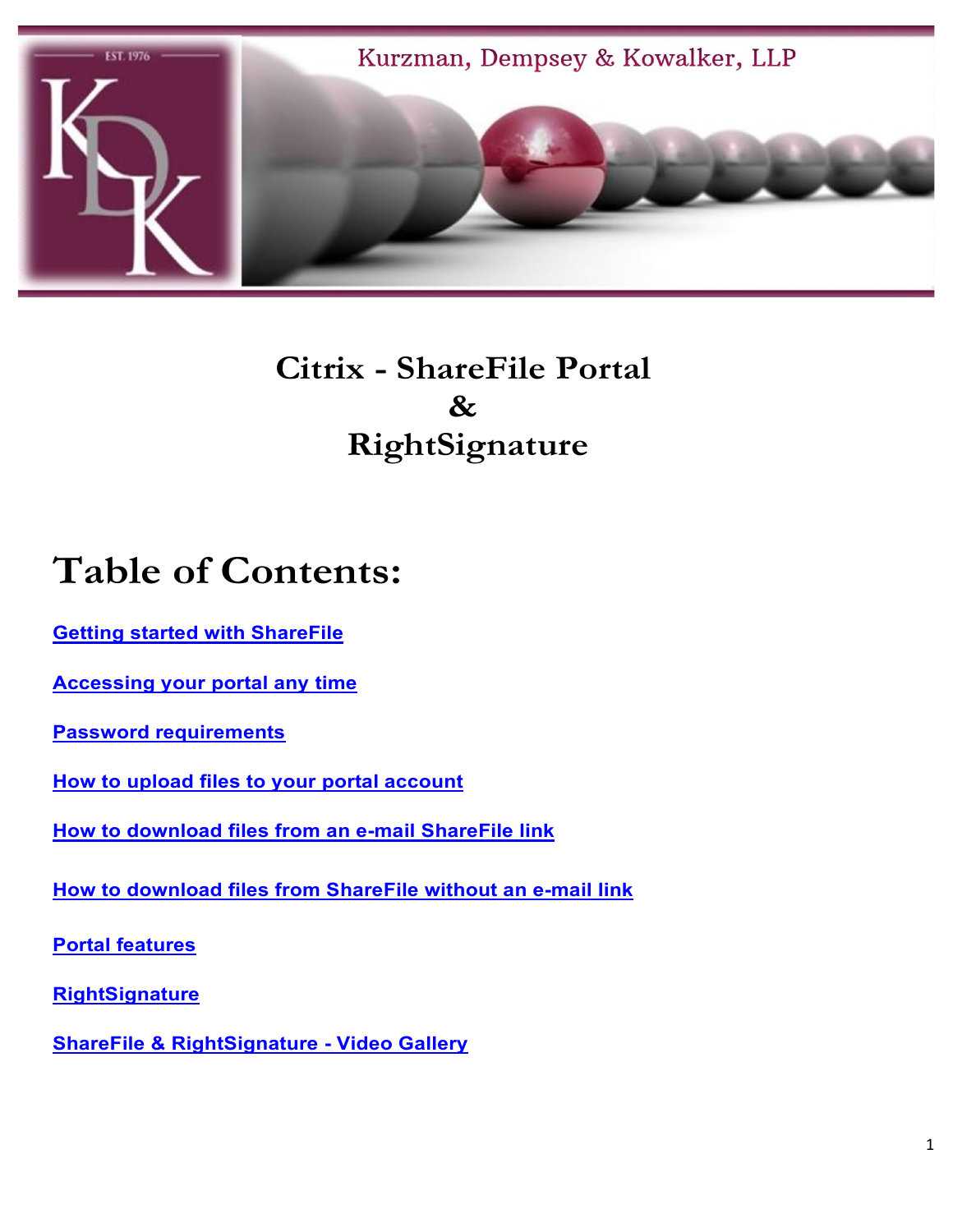Kurzman, Dempsey & Kowalker, LLP

# Citrix - ShareFile Portal
# &
# RightSignature

## Table of Contents:

[Getting started with ShareFile]

[Accessing your portal any time]

[Password requirements]

[How to upload files to your portal account]

[How to download files from an e-mail ShareFile link]

[How to download files from ShareFile without an e-mail link]

[Portal features]

[RightSignature]

[ShareFile & RightSignature - Video Gallery]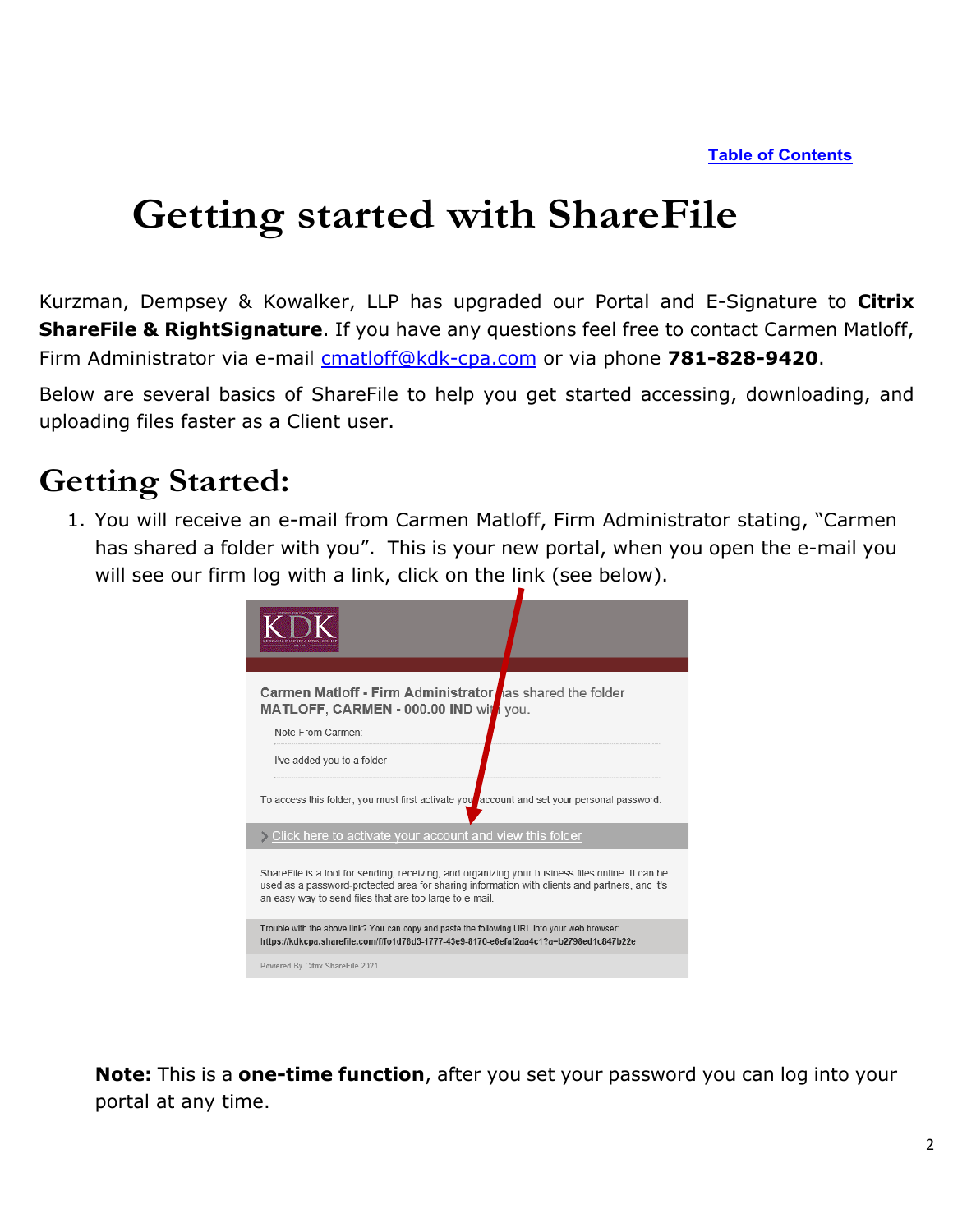[Table of Contents]

# Getting started with ShareFile

Kurzman, Dempsey & Kowalker, LLP has upgraded our Portal and E-Signature to **Citrix ShareFile & RightSignature**. If you have any questions feel free to contact Carmen Matloff, Firm Administrator via e-mail cmatloff@kdk-cpa.com or via phone **781-828-9420**.

Below are several basics of ShareFile to help you get started accessing, downloading, and uploading files faster as a Client user.

## Getting Started:

1. You will receive an e-mail from Carmen Matloff, Firm Administrator stating, "Carmen has shared a folder with you". This is your new portal, when you open the e-mail you will see our firm log with a link, click on the link (see below).

**Note:** This is a **one-time function**, after you set your password you can log into your portal at any time.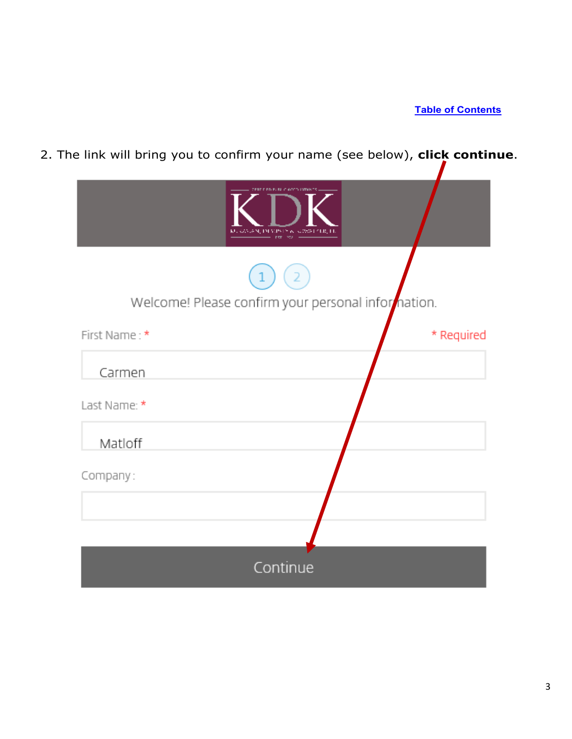**Table of Contents**

2. The link will bring you to confirm your name (see below), **click continue**.

Welcome! Please confirm your personal information.

First Name : * 

* Required

Carmen

Last Name: *

Matloff

Company :

Continue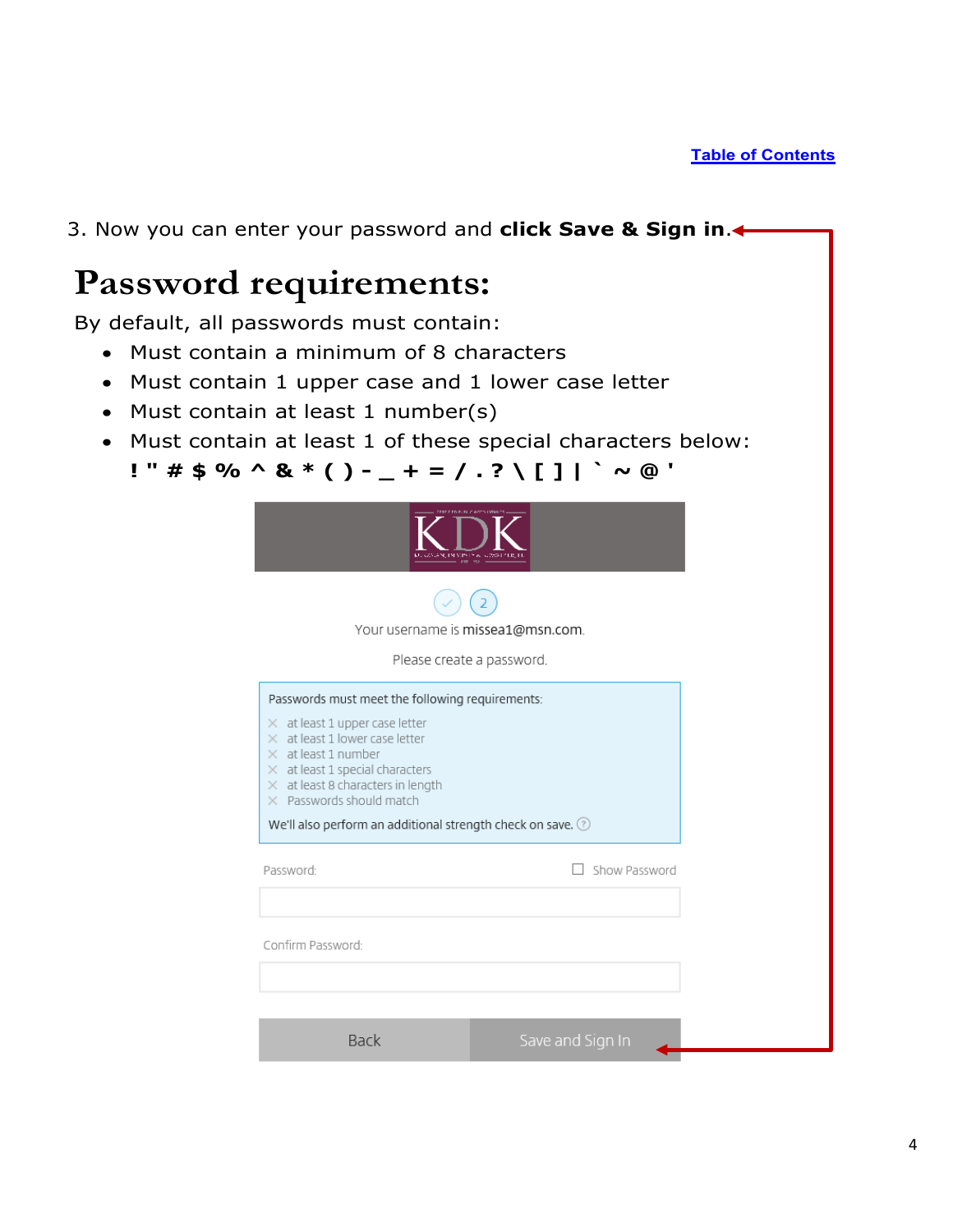Table of Contents

3. Now you can enter your password and **click Save & Sign in**.

# Password requirements:

By default, all passwords must contain:

- Must contain a minimum of 8 characters
- Must contain 1 upper case and 1 lower case letter
- Must contain at least 1 number(s)
- Must contain at least 1 of these special characters below:
  **! " # $ % ^ & * ( ) - _ + = / . ? \ [ ] | ` ~ @ '**

KDK

Your username is missea1@msn.com.

Please create a password.

Passwords must meet the following requirements:

- at least 1 upper case letter
- at least 1 lower case letter
- at least 1 number
- at least 1 special characters
- at least 8 characters in length
- Passwords should match

We'll also perform an additional strength check on save.

Password: Show Password

Confirm Password:

Back | Save and Sign In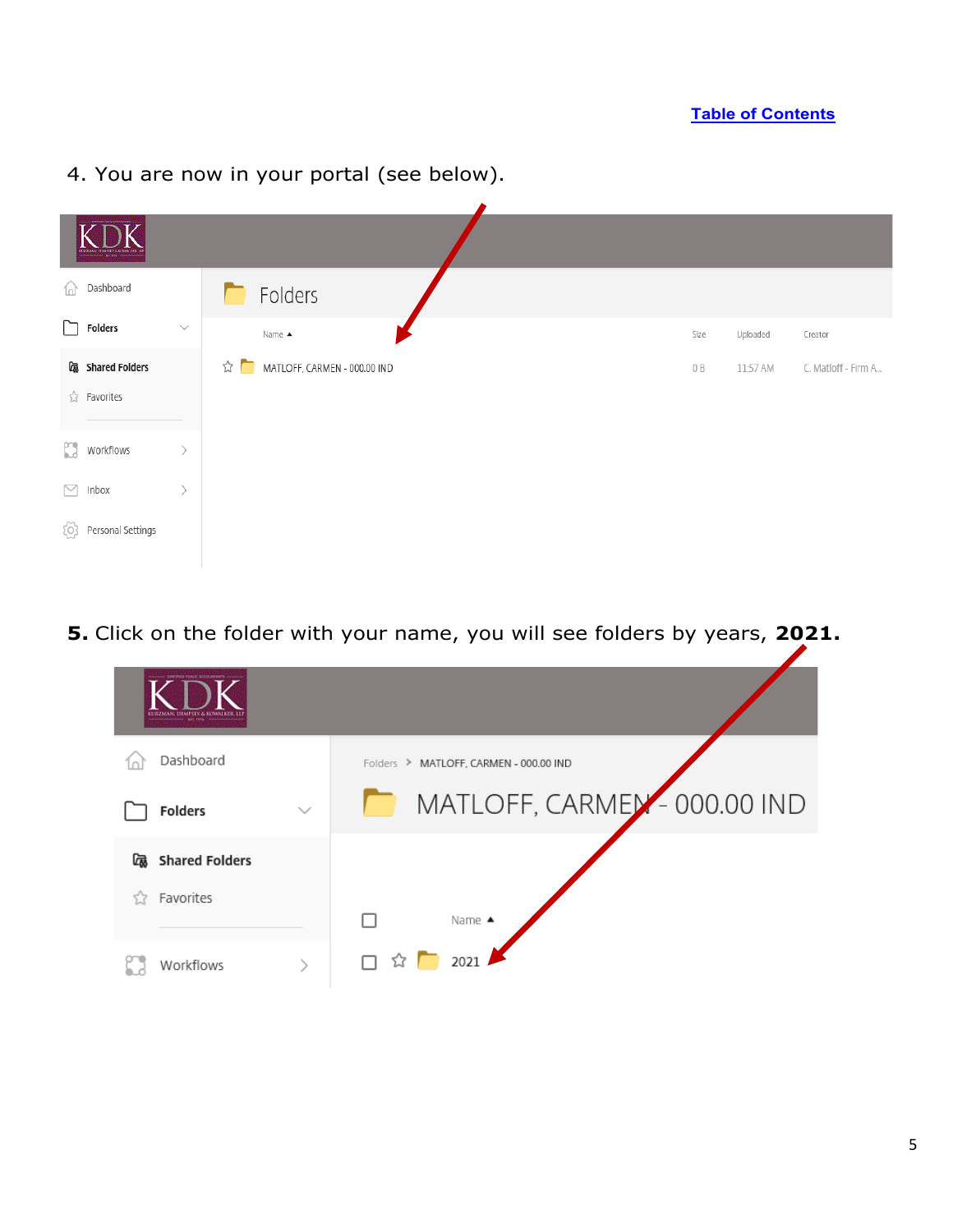[Table of Contents](#)

4. You are now in your portal (see below).

| | Name ▲ | Size | Uploaded | Creator |
|---|---|---|---|---|
| ☆ | MATLOFF, CARMEN - 000.00 IND | 0 B | 11:57 AM | C. Matloff - Firm A... |

**5.** Click on the folder with your name, you will see folders by years, **2021.**

Folders > MATLOFF, CARMEN - 000.00 IND

MATLOFF, CARMEN - 000.00 IND

| | | Name ▲ |
|---|---|---|
| ☐ | ☆ | 2021 |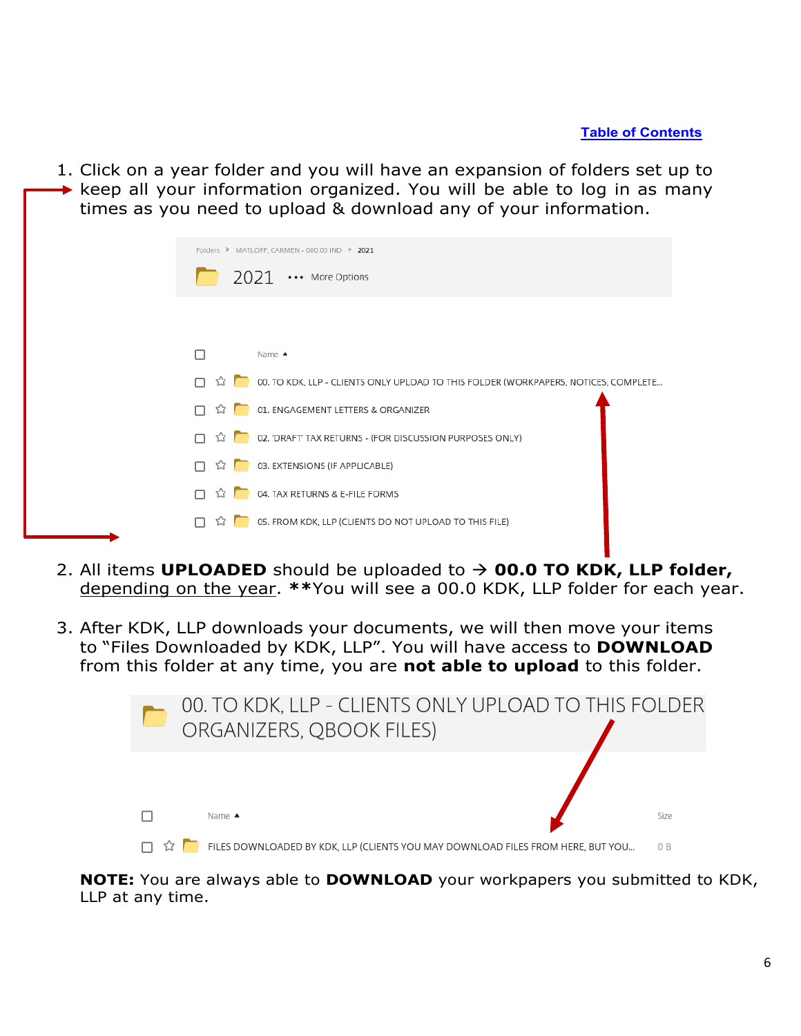[Table of Contents](#)

1. Click on a year folder and you will have an expansion of folders set up to keep all your information organized. You will be able to log in as many times as you need to upload & download any of your information.

Folders > MATLOFF, CARMEN - 000.00 IND > 2021

2021 ••• More Options

Name ▲

- 00. TO KDK, LLP - CLIENTS ONLY UPLOAD TO THIS FOLDER (WORKPAPERS, NOTICES, COMPLETE...
- 01. ENGAGEMENT LETTERS & ORGANIZER
- 02. 'DRAFT' TAX RETURNS - (FOR DISCUSSION PURPOSES ONLY)
- 03. EXTENSIONS (IF APPLICABLE)
- 04. TAX RETURNS & E-FILE FORMS
- 05. FROM KDK, LLP (CLIENTS DO NOT UPLOAD TO THIS FILE)

2. All items **UPLOADED** should be uploaded to → **00.0 TO KDK, LLP folder,** <u>depending on the year</u>. ****You will see a 00.0 KDK, LLP folder for each year.**

3. After KDK, LLP downloads your documents, we will then move your items to "Files Downloaded by KDK, LLP". You will have access to **DOWNLOAD** from this folder at any time, you are **not able to upload** to this folder.

00. TO KDK, LLP - CLIENTS ONLY UPLOAD TO THIS FOLDER ORGANIZERS, QBOOK FILES)

| Name ▲ | Size |
|---|---|
| FILES DOWNLOADED BY KDK, LLP (CLIENTS YOU MAY DOWNLOAD FILES FROM HERE, BUT YOU... | 0 B |

**NOTE:** You are always able to **DOWNLOAD** your workpapers you submitted to KDK, LLP at any time.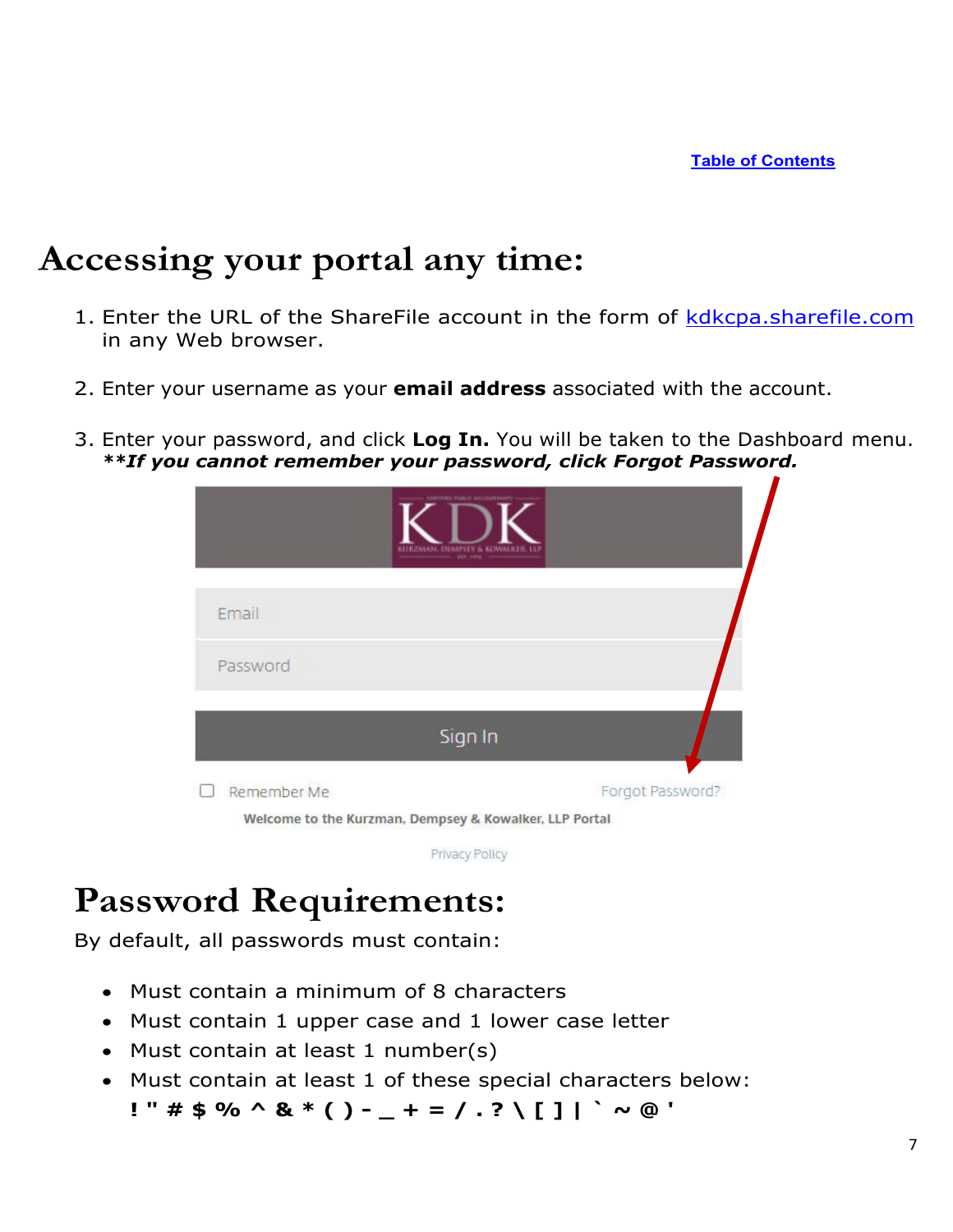[Table of Contents](#)

# Accessing your portal any time:

1. Enter the URL of the ShareFile account in the form of [kdkcpa.sharefile.com](https://kdkcpa.sharefile.com) in any Web browser.

2. Enter your username as your **email address** associated with the account.

3. Enter your password, and click **Log In.** You will be taken to the Dashboard menu. ***\*\*If you cannot remember your password, click Forgot Password.***

# Password Requirements:

By default, all passwords must contain:

- Must contain a minimum of 8 characters
- Must contain 1 upper case and 1 lower case letter
- Must contain at least 1 number(s)
- Must contain at least 1 of these special characters below:
  **! " # $ % ^ & * ( ) - _ + = / . ? \ [ ] | ` ~ @ '**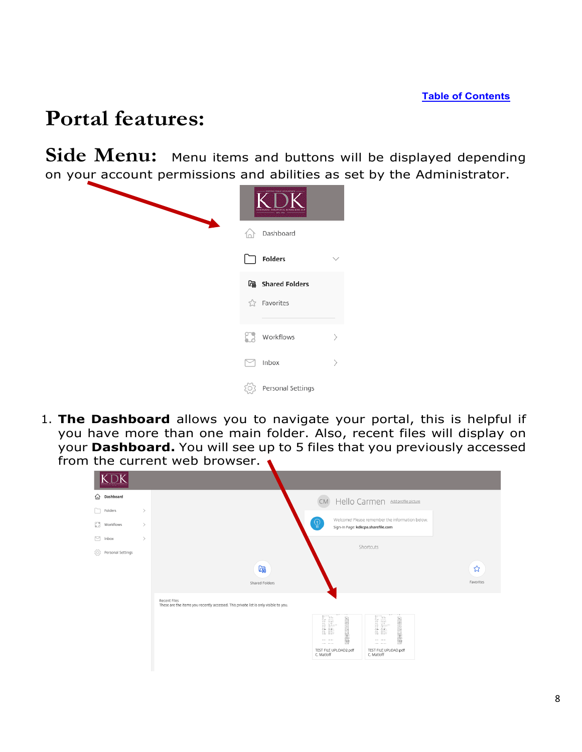[Table of Contents](#)

# Portal features:

## Side Menu:

Menu items and buttons will be displayed depending on your account permissions and abilities as set by the Administrator.

1. **The Dashboard** allows you to navigate your portal, this is helpful if you have more than one main folder. Also, recent files will display on your **Dashboard.** You will see up to 5 files that you previously accessed from the current web browser.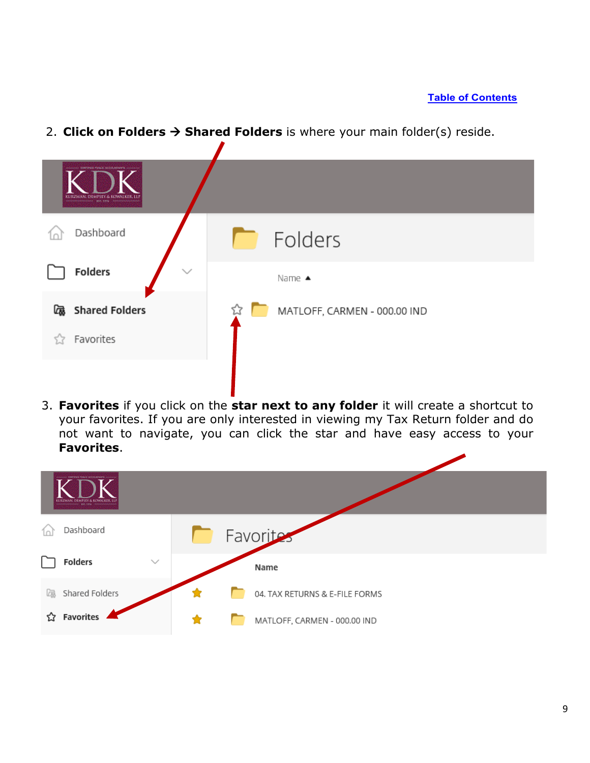[Table of Contents]

2. **Click on Folders → Shared Folders** is where your main folder(s) reside.

3. **Favorites** if you click on the **star next to any folder** it will create a shortcut to your favorites. If you are only interested in viewing my Tax Return folder and do not want to navigate, you can click the star and have easy access to your **Favorites**.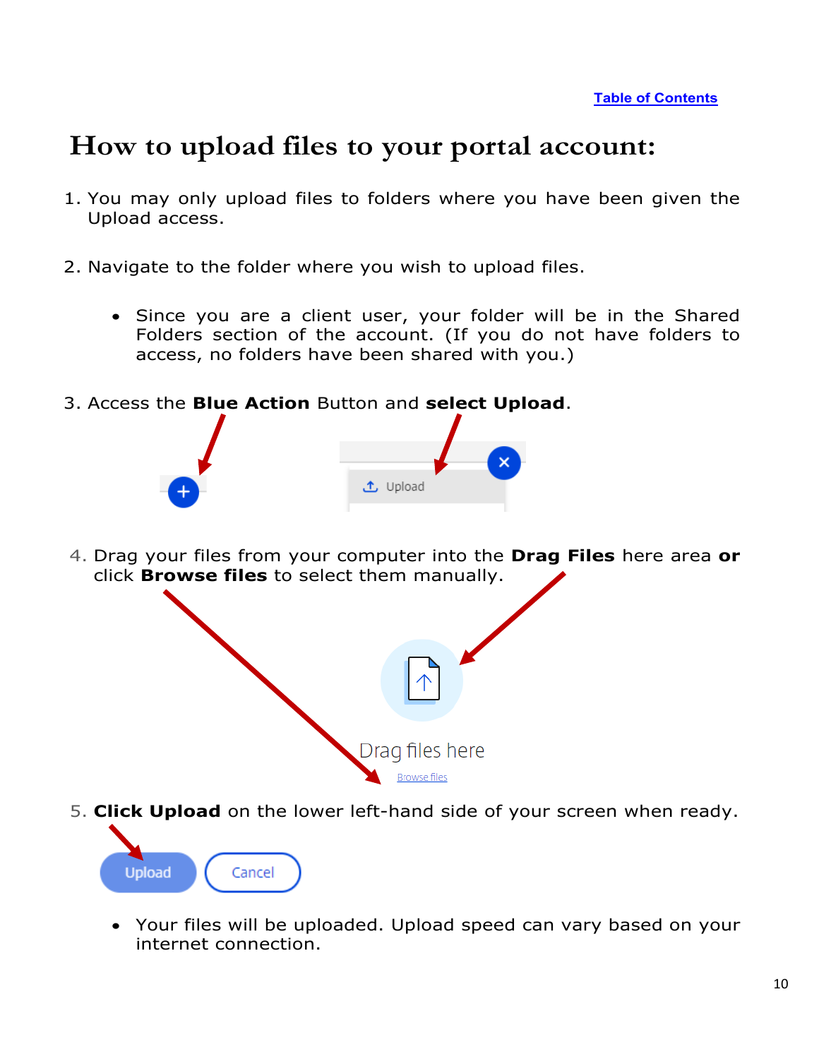Table of Contents

# How to upload files to your portal account:

1. You may only upload files to folders where you have been given the Upload access.

2. Navigate to the folder where you wish to upload files.

   - Since you are a client user, your folder will be in the Shared Folders section of the account. (If you do not have folders to access, no folders have been shared with you.)

3. Access the **Blue Action** Button and **select Upload**.

4. Drag your files from your computer into the **Drag Files** here area **or** click **Browse files** to select them manually.

5. **Click Upload** on the lower left-hand side of your screen when ready.

   - Your files will be uploaded. Upload speed can vary based on your internet connection.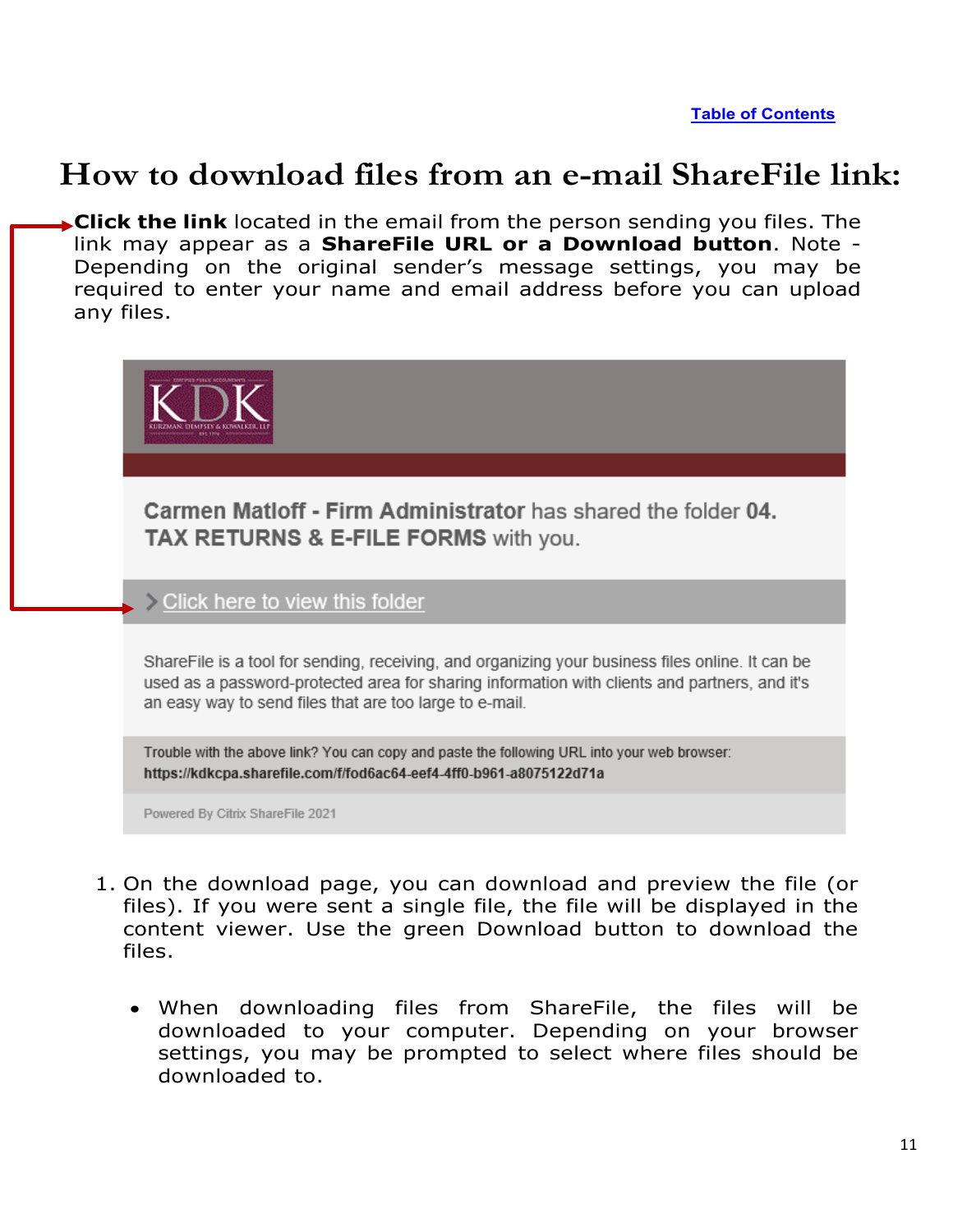Table of Contents

# How to download files from an e-mail ShareFile link:

**Click the link** located in the email from the person sending you files. The link may appear as a **ShareFile URL or a Download button**. Note - Depending on the original sender's message settings, you may be required to enter your name and email address before you can upload any files.

KDK
KURZMAN, DEMPSEY & KOWALKER, LLP

**Carmen Matloff - Firm Administrator** has shared the folder **04. TAX RETURNS & E-FILE FORMS** with you.

> Click here to view this folder

ShareFile is a tool for sending, receiving, and organizing your business files online. It can be used as a password-protected area for sharing information with clients and partners, and it's an easy way to send files that are too large to e-mail.

Trouble with the above link? You can copy and paste the following URL into your web browser:
**https://kdkcpa.sharefile.com/f/fod6ac64-eef4-4ff0-b961-a8075122d71a**

Powered By Citrix ShareFile 2021

1. On the download page, you can download and preview the file (or files). If you were sent a single file, the file will be displayed in the content viewer. Use the green Download button to download the files.

   - When downloading files from ShareFile, the files will be downloaded to your computer. Depending on your browser settings, you may be prompted to select where files should be downloaded to.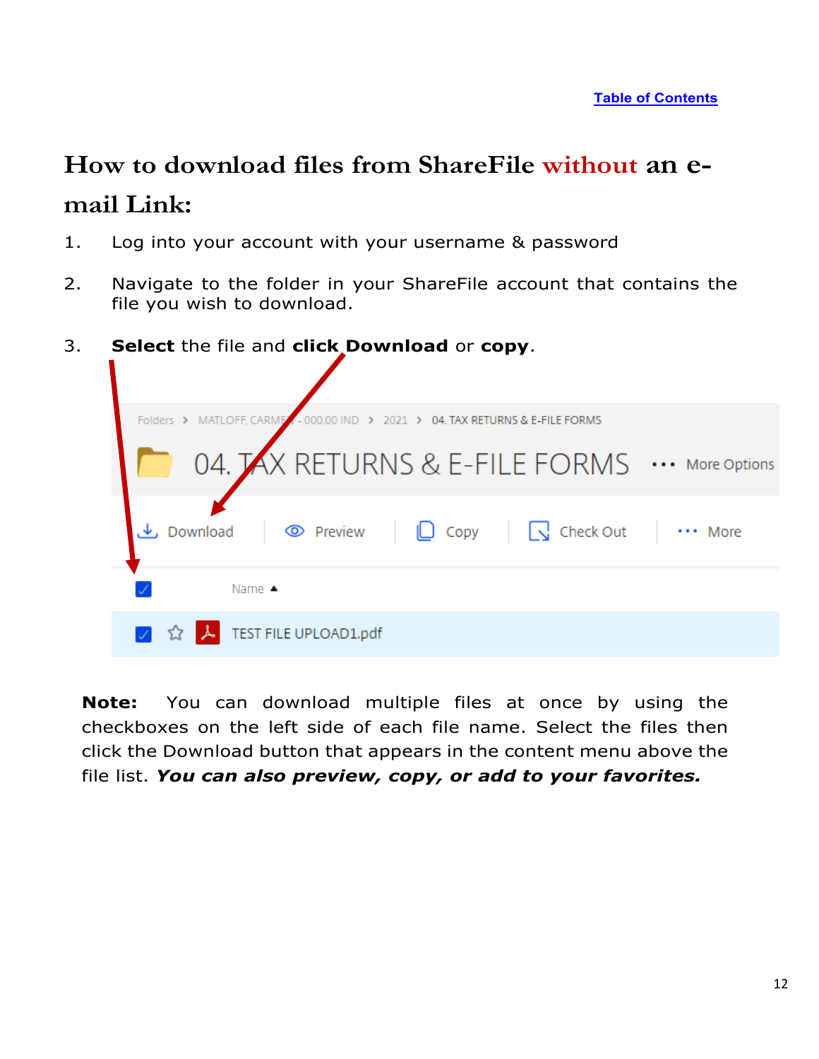[Table of Contents]

# How to download files from ShareFile without an e-mail Link:

1. Log into your account with your username & password

2. Navigate to the folder in your ShareFile account that contains the file you wish to download.

3. **Select** the file and **click Download** or **copy**.

**Note:** You can download multiple files at once by using the checkboxes on the left side of each file name. Select the files then click the Download button that appears in the content menu above the file list. ***You can also preview, copy, or add to your favorites.***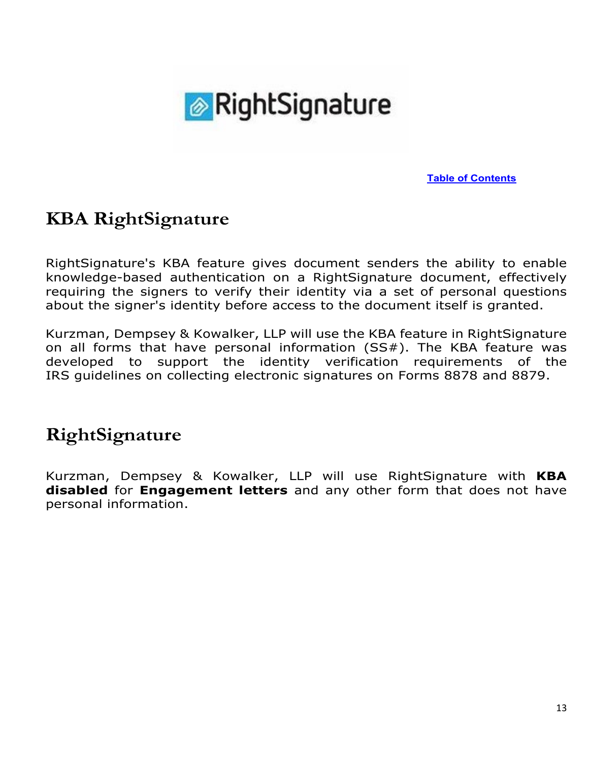RightSignature

[Table of Contents]

## KBA RightSignature

RightSignature's KBA feature gives document senders the ability to enable knowledge-based authentication on a RightSignature document, effectively requiring the signers to verify their identity via a set of personal questions about the signer's identity before access to the document itself is granted.

Kurzman, Dempsey & Kowalker, LLP will use the KBA feature in RightSignature on all forms that have personal information (SS#). The KBA feature was developed to support the identity verification requirements of the IRS guidelines on collecting electronic signatures on Forms 8878 and 8879.

## RightSignature

Kurzman, Dempsey & Kowalker, LLP will use RightSignature with **KBA disabled** for **Engagement letters** and any other form that does not have personal information.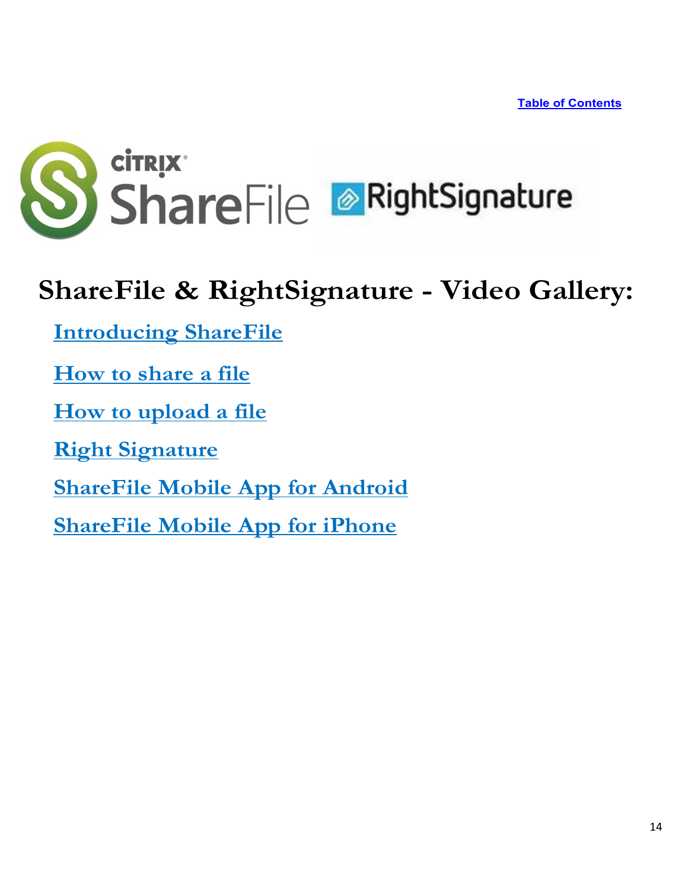Table of Contents

# ShareFile & RightSignature - Video Gallery:

Introducing ShareFile

How to share a file

How to upload a file

Right Signature

ShareFile Mobile App for Android

ShareFile Mobile App for iPhone